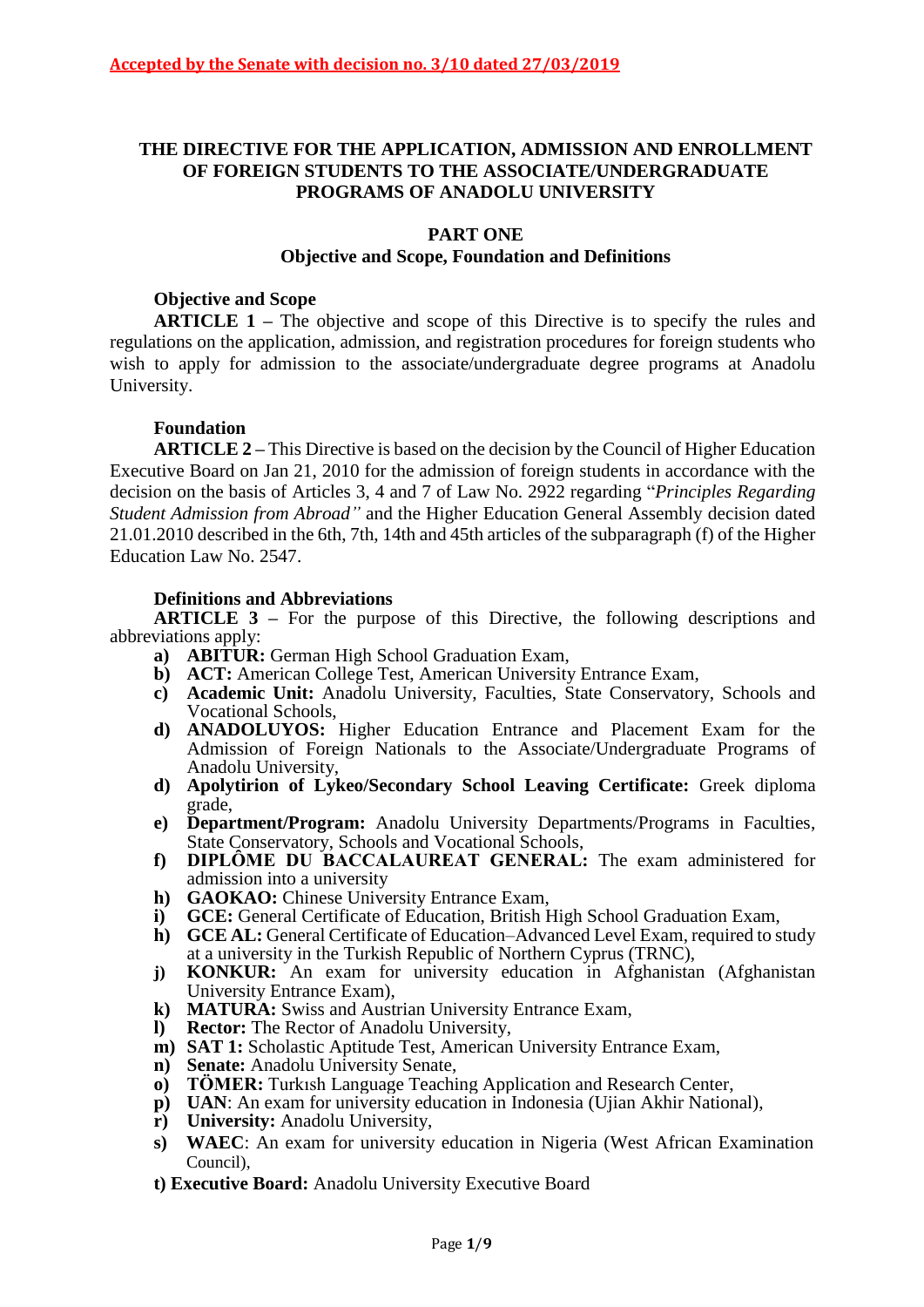**Accepted by the Senate with decision no. 3/10 dated 27/03/2019**

# THE DIRECTIVE FOR THE APPLICATION, ADMISSION AND ENROLLMENT OF FOREIGN STUDENTS TO THE ASSOCIATE/UNDERGRADUATE PROGRAMS OF ANADOLU UNIVERSITY

## PART ONE
## Objective and Scope, Foundation and Definitions

### Objective and Scope

**ARTICLE 1 –** The objective and scope of this Directive is to specify the rules and regulations on the application, admission, and registration procedures for foreign students who wish to apply for admission to the associate/undergraduate degree programs at Anadolu University.

### Foundation

**ARTICLE 2 –** This Directive is based on the decision by the Council of Higher Education Executive Board on Jan 21, 2010 for the admission of foreign students in accordance with the decision on the basis of Articles 3, 4 and 7 of Law No. 2922 regarding "*Principles Regarding Student Admission from Abroad"* and the Higher Education General Assembly decision dated 21.01.2010 described in the 6th, 7th, 14th and 45th articles of the subparagraph (f) of the Higher Education Law No. 2547.

### Definitions and Abbreviations

**ARTICLE 3 –** For the purpose of this Directive, the following descriptions and abbreviations apply:

- **a) ABITUR:** German High School Graduation Exam,
- **b) ACT:** American College Test, American University Entrance Exam,
- **c) Academic Unit:** Anadolu University, Faculties, State Conservatory, Schools and Vocational Schools,
- **d) ANADOLUYOS:** Higher Education Entrance and Placement Exam for the Admission of Foreign Nationals to the Associate/Undergraduate Programs of Anadolu University,
- **d) Apolytirion of Lykeo/Secondary School Leaving Certificate:** Greek diploma grade,
- **e) Department/Program:** Anadolu University Departments/Programs in Faculties, State Conservatory, Schools and Vocational Schools,
- **f) DIPLÔME DU BACCALAUREAT GENERAL:** The exam administered for admission into a university
- **h) GAOKAO:** Chinese University Entrance Exam,
- **i) GCE:** General Certificate of Education, British High School Graduation Exam,
- **h) GCE AL:** General Certificate of Education–Advanced Level Exam, required to study at a university in the Turkish Republic of Northern Cyprus (TRNC),
- **j) KONKUR:** An exam for university education in Afghanistan (Afghanistan University Entrance Exam),
- **k) MATURA:** Swiss and Austrian University Entrance Exam,
- **l) Rector:** The Rector of Anadolu University,
- **m) SAT 1:** Scholastic Aptitude Test, American University Entrance Exam,
- **n) Senate:** Anadolu University Senate,
- **o) TÖMER:** Turkısh Language Teaching Application and Research Center,
- **p) UAN**: An exam for university education in Indonesia (Ujian Akhir National),
- **r) University:** Anadolu University,
- **s) WAEC**: An exam for university education in Nigeria (West African Examination Council),
- **t) Executive Board:** Anadolu University Executive Board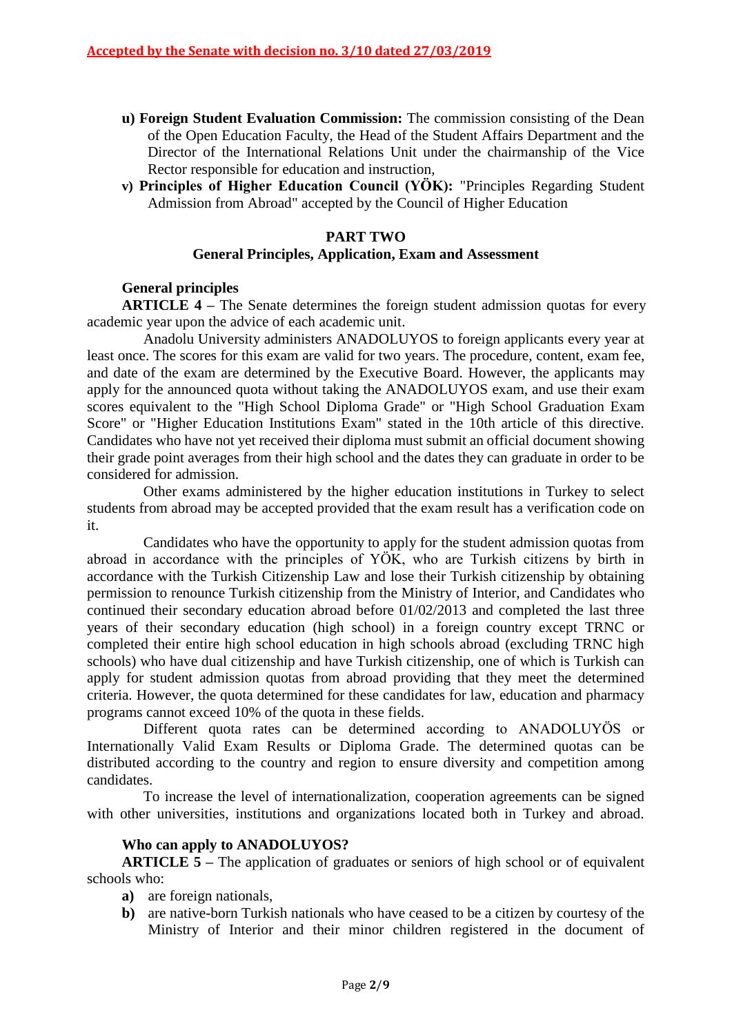**Accepted by the Senate with decision no. 3/10 dated 27/03/2019**

- **u) Foreign Student Evaluation Commission:** The commission consisting of the Dean of the Open Education Faculty, the Head of the Student Affairs Department and the Director of the International Relations Unit under the chairmanship of the Vice Rector responsible for education and instruction,
- **v) Principles of Higher Education Council (YÖK):** "Principles Regarding Student Admission from Abroad" accepted by the Council of Higher Education

## PART TWO
## General Principles, Application, Exam and Assessment

**General principles**

**ARTICLE 4 –** The Senate determines the foreign student admission quotas for every academic year upon the advice of each academic unit.

Anadolu University administers ANADOLUYOS to foreign applicants every year at least once. The scores for this exam are valid for two years. The procedure, content, exam fee, and date of the exam are determined by the Executive Board. However, the applicants may apply for the announced quota without taking the ANADOLUYOS exam, and use their exam scores equivalent to the "High School Diploma Grade" or "High School Graduation Exam Score" or "Higher Education Institutions Exam" stated in the 10th article of this directive. Candidates who have not yet received their diploma must submit an official document showing their grade point averages from their high school and the dates they can graduate in order to be considered for admission.

Other exams administered by the higher education institutions in Turkey to select students from abroad may be accepted provided that the exam result has a verification code on it.

Candidates who have the opportunity to apply for the student admission quotas from abroad in accordance with the principles of YÖK, who are Turkish citizens by birth in accordance with the Turkish Citizenship Law and lose their Turkish citizenship by obtaining permission to renounce Turkish citizenship from the Ministry of Interior, and Candidates who continued their secondary education abroad before 01/02/2013 and completed the last three years of their secondary education (high school) in a foreign country except TRNC or completed their entire high school education in high schools abroad (excluding TRNC high schools) who have dual citizenship and have Turkish citizenship, one of which is Turkish can apply for student admission quotas from abroad providing that they meet the determined criteria. However, the quota determined for these candidates for law, education and pharmacy programs cannot exceed 10% of the quota in these fields.

Different quota rates can be determined according to ANADOLUYÖS or Internationally Valid Exam Results or Diploma Grade. The determined quotas can be distributed according to the country and region to ensure diversity and competition among candidates.

To increase the level of internationalization, cooperation agreements can be signed with other universities, institutions and organizations located both in Turkey and abroad.

**Who can apply to ANADOLUYOS?**

**ARTICLE 5 –** The application of graduates or seniors of high school or of equivalent schools who:

- **a)** are foreign nationals,
- **b)** are native-born Turkish nationals who have ceased to be a citizen by courtesy of the Ministry of Interior and their minor children registered in the document of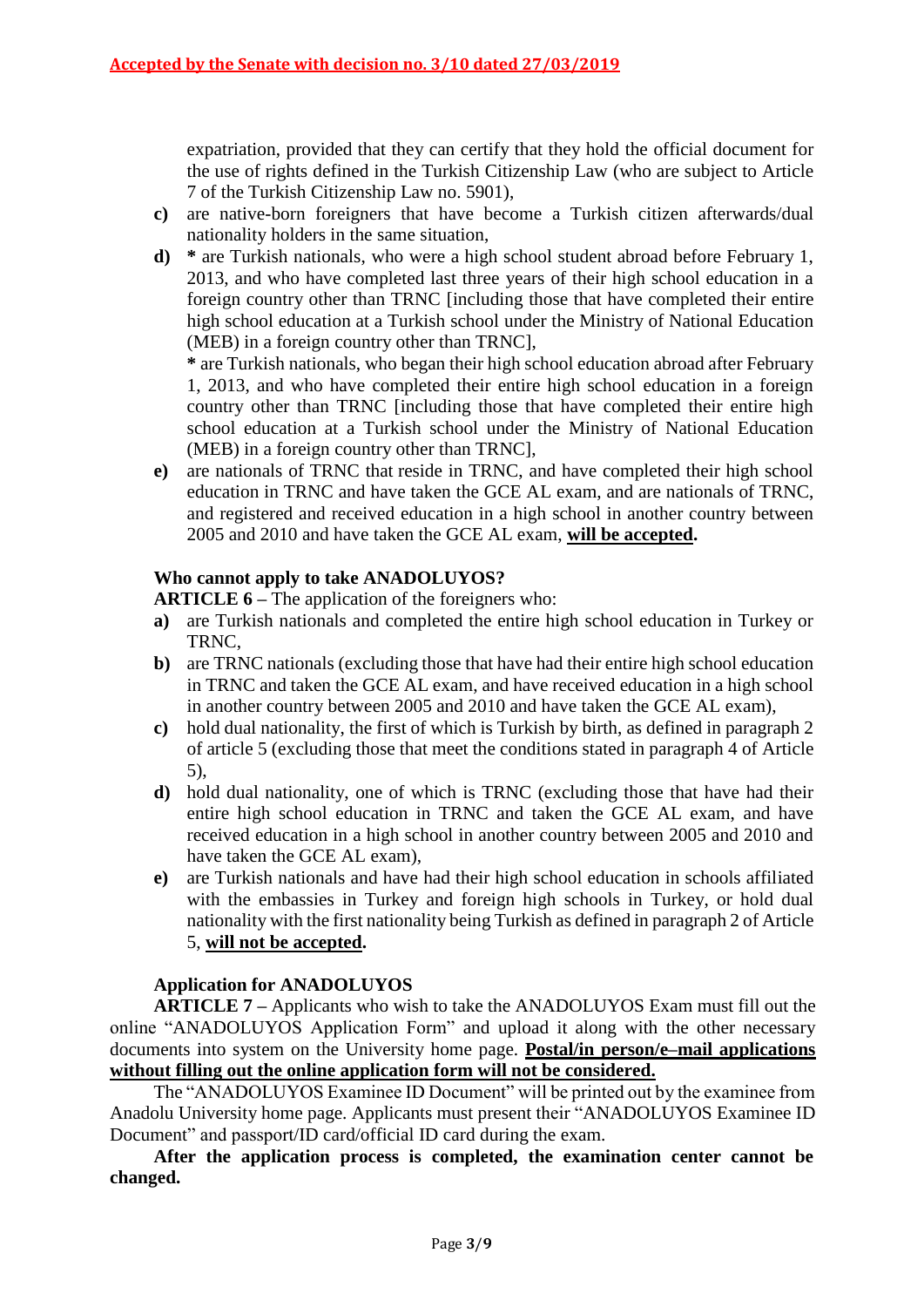**<u>Accepted by the Senate with decision no. 3/10 dated 27/03/2019</u>**

expatriation, provided that they can certify that they hold the official document for the use of rights defined in the Turkish Citizenship Law (who are subject to Article 7 of the Turkish Citizenship Law no. 5901),

**c)** are native-born foreigners that have become a Turkish citizen afterwards/dual nationality holders in the same situation,

**d)** * are Turkish nationals, who were a high school student abroad before February 1, 2013, and who have completed last three years of their high school education in a foreign country other than TRNC [including those that have completed their entire high school education at a Turkish school under the Ministry of National Education (MEB) in a foreign country other than TRNC],

\* are Turkish nationals, who began their high school education abroad after February 1, 2013, and who have completed their entire high school education in a foreign country other than TRNC [including those that have completed their entire high school education at a Turkish school under the Ministry of National Education (MEB) in a foreign country other than TRNC],

**e)** are nationals of TRNC that reside in TRNC, and have completed their high school education in TRNC and have taken the GCE AL exam, and are nationals of TRNC, and registered and received education in a high school in another country between 2005 and 2010 and have taken the GCE AL exam, **<u>will be accepted</u>.**

**Who cannot apply to take ANADOLUYOS?**

**ARTICLE 6 –** The application of the foreigners who:

**a)** are Turkish nationals and completed the entire high school education in Turkey or TRNC,

**b)** are TRNC nationals (excluding those that have had their entire high school education in TRNC and taken the GCE AL exam, and have received education in a high school in another country between 2005 and 2010 and have taken the GCE AL exam),

**c)** hold dual nationality, the first of which is Turkish by birth, as defined in paragraph 2 of article 5 (excluding those that meet the conditions stated in paragraph 4 of Article 5),

**d)** hold dual nationality, one of which is TRNC (excluding those that have had their entire high school education in TRNC and taken the GCE AL exam, and have received education in a high school in another country between 2005 and 2010 and have taken the GCE AL exam),

**e)** are Turkish nationals and have had their high school education in schools affiliated with the embassies in Turkey and foreign high schools in Turkey, or hold dual nationality with the first nationality being Turkish as defined in paragraph 2 of Article 5, **<u>will not be accepted</u>.**

**Application for ANADOLUYOS**

**ARTICLE 7 –** Applicants who wish to take the ANADOLUYOS Exam must fill out the online "ANADOLUYOS Application Form" and upload it along with the other necessary documents into system on the University home page. **<u>Postal/in person/e–mail applications without filling out the online application form will not be considered.</u>**

The "ANADOLUYOS Examinee ID Document" will be printed out by the examinee from Anadolu University home page. Applicants must present their "ANADOLUYOS Examinee ID Document" and passport/ID card/official ID card during the exam.

**After the application process is completed, the examination center cannot be changed.**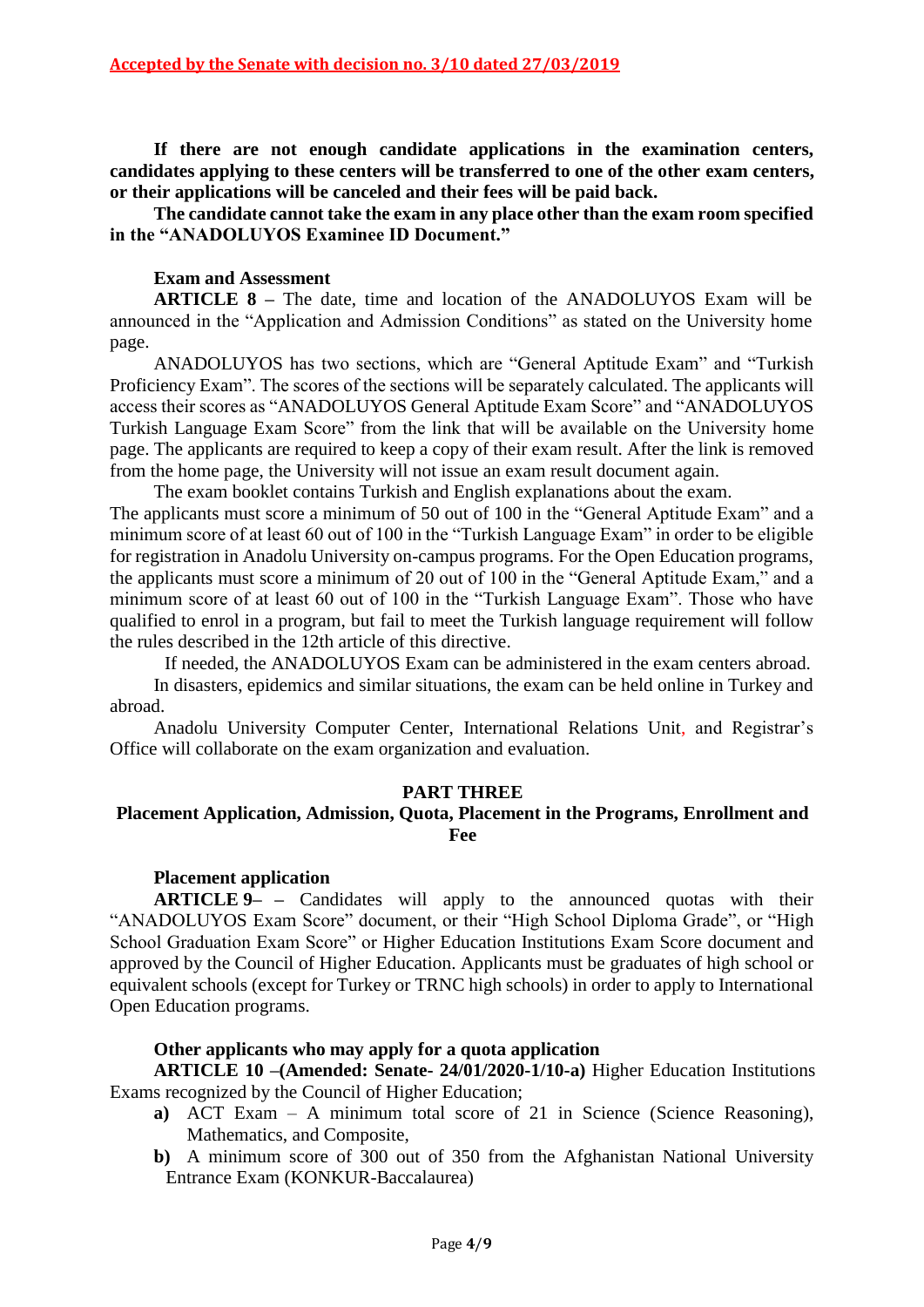**Accepted by the Senate with decision no. 3/10 dated 27/03/2019**

**If there are not enough candidate applications in the examination centers, candidates applying to these centers will be transferred to one of the other exam centers, or their applications will be canceled and their fees will be paid back.**

**The candidate cannot take the exam in any place other than the exam room specified in the "ANADOLUYOS Examinee ID Document."**

**Exam and Assessment**

**ARTICLE 8 –** The date, time and location of the ANADOLUYOS Exam will be announced in the "Application and Admission Conditions" as stated on the University home page.

ANADOLUYOS has two sections, which are "General Aptitude Exam" and "Turkish Proficiency Exam". The scores of the sections will be separately calculated. The applicants will access their scores as "ANADOLUYOS General Aptitude Exam Score" and "ANADOLUYOS Turkish Language Exam Score" from the link that will be available on the University home page. The applicants are required to keep a copy of their exam result. After the link is removed from the home page, the University will not issue an exam result document again.

The exam booklet contains Turkish and English explanations about the exam.

The applicants must score a minimum of 50 out of 100 in the "General Aptitude Exam" and a minimum score of at least 60 out of 100 in the "Turkish Language Exam" in order to be eligible for registration in Anadolu University on-campus programs. For the Open Education programs, the applicants must score a minimum of 20 out of 100 in the "General Aptitude Exam," and a minimum score of at least 60 out of 100 in the "Turkish Language Exam". Those who have qualified to enrol in a program, but fail to meet the Turkish language requirement will follow the rules described in the 12th article of this directive.

If needed, the ANADOLUYOS Exam can be administered in the exam centers abroad.

In disasters, epidemics and similar situations, the exam can be held online in Turkey and abroad.

Anadolu University Computer Center, International Relations Unit, and Registrar's Office will collaborate on the exam organization and evaluation.

## PART THREE

## Placement Application, Admission, Quota, Placement in the Programs, Enrollment and Fee

**Placement application**

**ARTICLE 9– –** Candidates will apply to the announced quotas with their "ANADOLUYOS Exam Score" document, or their "High School Diploma Grade", or "High School Graduation Exam Score" or Higher Education Institutions Exam Score document and approved by the Council of Higher Education. Applicants must be graduates of high school or equivalent schools (except for Turkey or TRNC high schools) in order to apply to International Open Education programs.

**Other applicants who may apply for a quota application**

**ARTICLE 10 –(Amended: Senate- 24/01/2020-1/10-a)** Higher Education Institutions Exams recognized by the Council of Higher Education;

- **a)** ACT Exam – A minimum total score of 21 in Science (Science Reasoning), Mathematics, and Composite,
- **b)** A minimum score of 300 out of 350 from the Afghanistan National University Entrance Exam (KONKUR-Baccalaurea)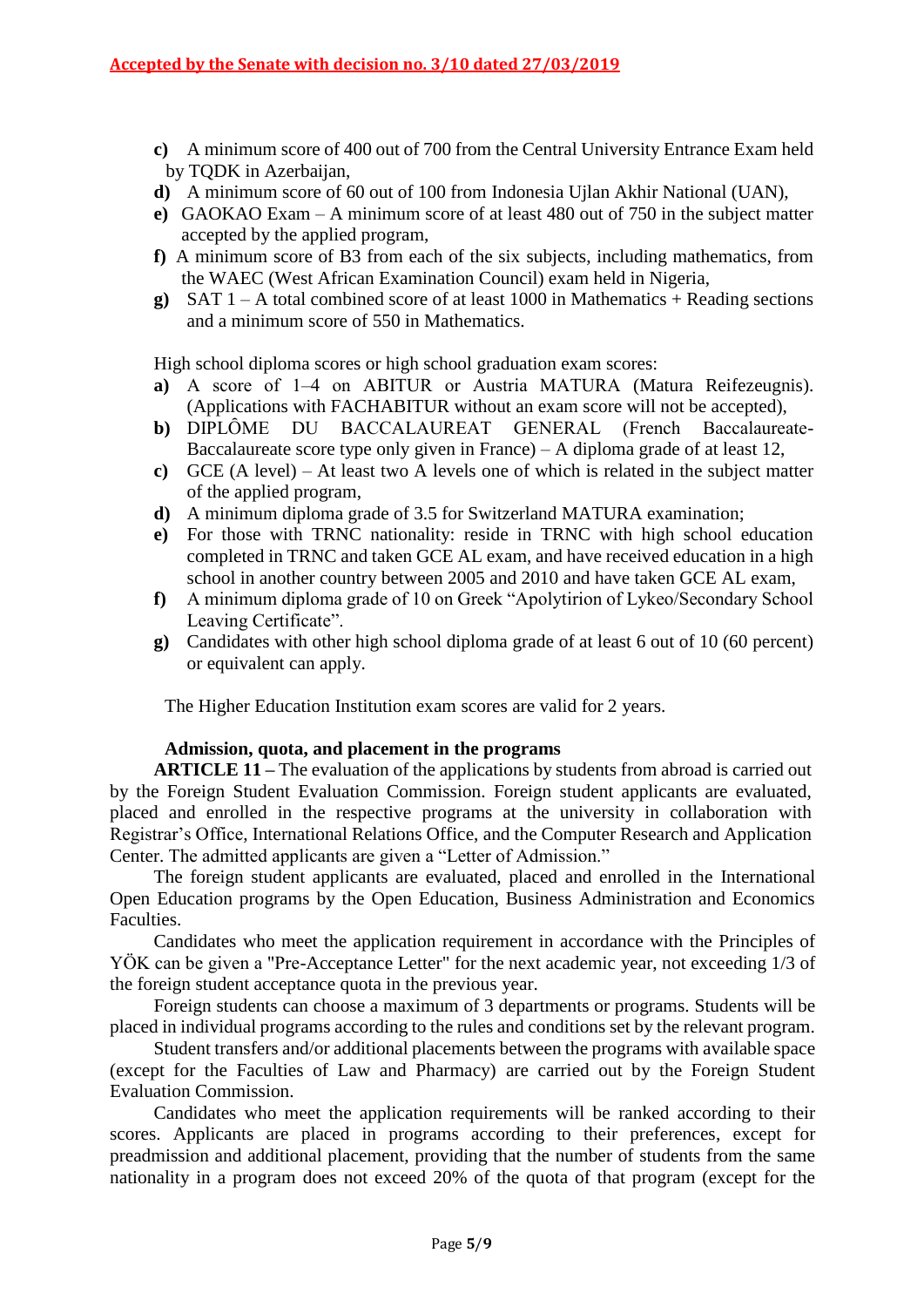**Accepted by the Senate with decision no. 3/10 dated 27/03/2019**

**c)** A minimum score of 400 out of 700 from the Central University Entrance Exam held by TQDK in Azerbaijan,

**d)** A minimum score of 60 out of 100 from Indonesia Ujlan Akhir National (UAN),

**e)** GAOKAO Exam – A minimum score of at least 480 out of 750 in the subject matter accepted by the applied program,

**f)** A minimum score of B3 from each of the six subjects, including mathematics, from the WAEC (West African Examination Council) exam held in Nigeria,

**g)** SAT 1 – A total combined score of at least 1000 in Mathematics + Reading sections and a minimum score of 550 in Mathematics.

High school diploma scores or high school graduation exam scores:

**a)** A score of 1–4 on ABITUR or Austria MATURA (Matura Reifezeugnis). (Applications with FACHABITUR without an exam score will not be accepted),

**b)** DIPLÔME DU BACCALAUREAT GENERAL (French Baccalaureate-Baccalaureate score type only given in France) – A diploma grade of at least 12,

**c)** GCE (A level) – At least two A levels one of which is related in the subject matter of the applied program,

**d)** A minimum diploma grade of 3.5 for Switzerland MATURA examination;

**e)** For those with TRNC nationality: reside in TRNC with high school education completed in TRNC and taken GCE AL exam, and have received education in a high school in another country between 2005 and 2010 and have taken GCE AL exam,

**f)** A minimum diploma grade of 10 on Greek "Apolytirion of Lykeo/Secondary School Leaving Certificate".

**g)** Candidates with other high school diploma grade of at least 6 out of 10 (60 percent) or equivalent can apply.

The Higher Education Institution exam scores are valid for 2 years.

**Admission, quota, and placement in the programs**

**ARTICLE 11 –** The evaluation of the applications by students from abroad is carried out by the Foreign Student Evaluation Commission. Foreign student applicants are evaluated, placed and enrolled in the respective programs at the university in collaboration with Registrar's Office, International Relations Office, and the Computer Research and Application Center. The admitted applicants are given a "Letter of Admission."

The foreign student applicants are evaluated, placed and enrolled in the International Open Education programs by the Open Education, Business Administration and Economics Faculties.

Candidates who meet the application requirement in accordance with the Principles of YÖK can be given a "Pre-Acceptance Letter" for the next academic year, not exceeding 1/3 of the foreign student acceptance quota in the previous year.

Foreign students can choose a maximum of 3 departments or programs. Students will be placed in individual programs according to the rules and conditions set by the relevant program.

Student transfers and/or additional placements between the programs with available space (except for the Faculties of Law and Pharmacy) are carried out by the Foreign Student Evaluation Commission.

Candidates who meet the application requirements will be ranked according to their scores. Applicants are placed in programs according to their preferences, except for preadmission and additional placement, providing that the number of students from the same nationality in a program does not exceed 20% of the quota of that program (except for the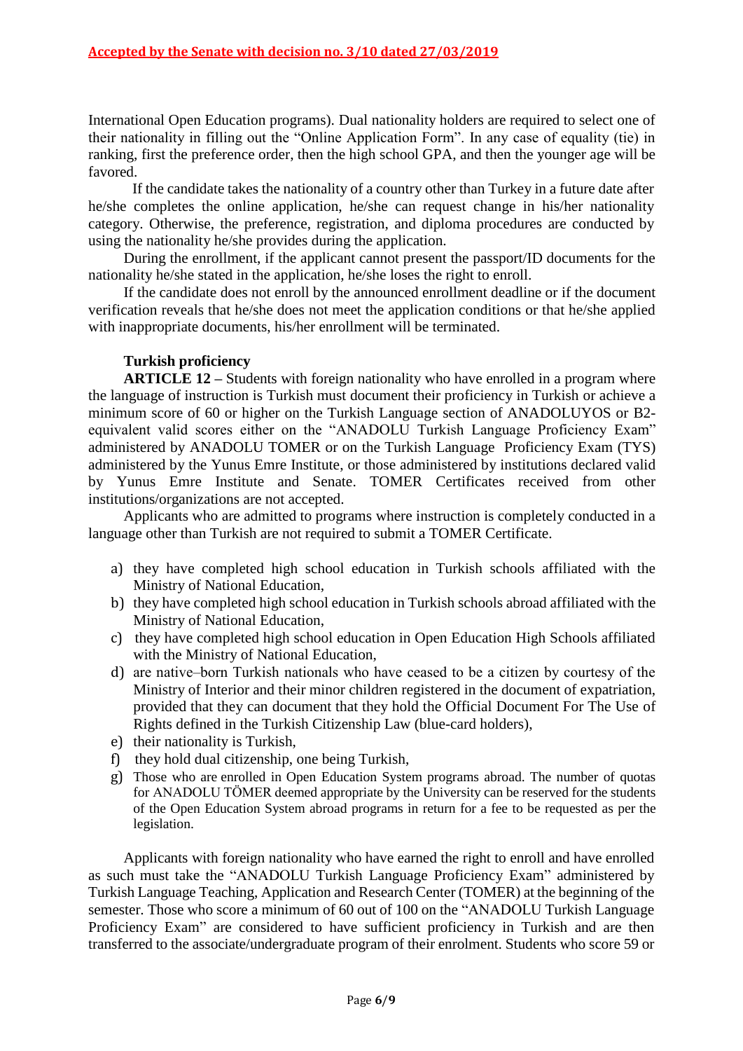**Accepted by the Senate with decision no. 3/10 dated 27/03/2019**

International Open Education programs). Dual nationality holders are required to select one of their nationality in filling out the "Online Application Form". In any case of equality (tie) in ranking, first the preference order, then the high school GPA, and then the younger age will be favored.

If the candidate takes the nationality of a country other than Turkey in a future date after he/she completes the online application, he/she can request change in his/her nationality category. Otherwise, the preference, registration, and diploma procedures are conducted by using the nationality he/she provides during the application.

During the enrollment, if the applicant cannot present the passport/ID documents for the nationality he/she stated in the application, he/she loses the right to enroll.

If the candidate does not enroll by the announced enrollment deadline or if the document verification reveals that he/she does not meet the application conditions or that he/she applied with inappropriate documents, his/her enrollment will be terminated.

**Turkish proficiency**

**ARTICLE 12 –** Students with foreign nationality who have enrolled in a program where the language of instruction is Turkish must document their proficiency in Turkish or achieve a minimum score of 60 or higher on the Turkish Language section of ANADOLUYOS or B2-equivalent valid scores either on the "ANADOLU Turkish Language Proficiency Exam" administered by ANADOLU TOMER or on the Turkish Language Proficiency Exam (TYS) administered by the Yunus Emre Institute, or those administered by institutions declared valid by Yunus Emre Institute and Senate. TOMER Certificates received from other institutions/organizations are not accepted.

Applicants who are admitted to programs where instruction is completely conducted in a language other than Turkish are not required to submit a TOMER Certificate.

a) they have completed high school education in Turkish schools affiliated with the Ministry of National Education,
b) they have completed high school education in Turkish schools abroad affiliated with the Ministry of National Education,
c) they have completed high school education in Open Education High Schools affiliated with the Ministry of National Education,
d) are native–born Turkish nationals who have ceased to be a citizen by courtesy of the Ministry of Interior and their minor children registered in the document of expatriation, provided that they can document that they hold the Official Document For The Use of Rights defined in the Turkish Citizenship Law (blue-card holders),
e) their nationality is Turkish,
f) they hold dual citizenship, one being Turkish,
g) Those who are enrolled in Open Education System programs abroad. The number of quotas for ANADOLU TÖMER deemed appropriate by the University can be reserved for the students of the Open Education System abroad programs in return for a fee to be requested as per the legislation.

Applicants with foreign nationality who have earned the right to enroll and have enrolled as such must take the "ANADOLU Turkish Language Proficiency Exam" administered by Turkish Language Teaching, Application and Research Center (TOMER) at the beginning of the semester. Those who score a minimum of 60 out of 100 on the "ANADOLU Turkish Language Proficiency Exam" are considered to have sufficient proficiency in Turkish and are then transferred to the associate/undergraduate program of their enrolment. Students who score 59 or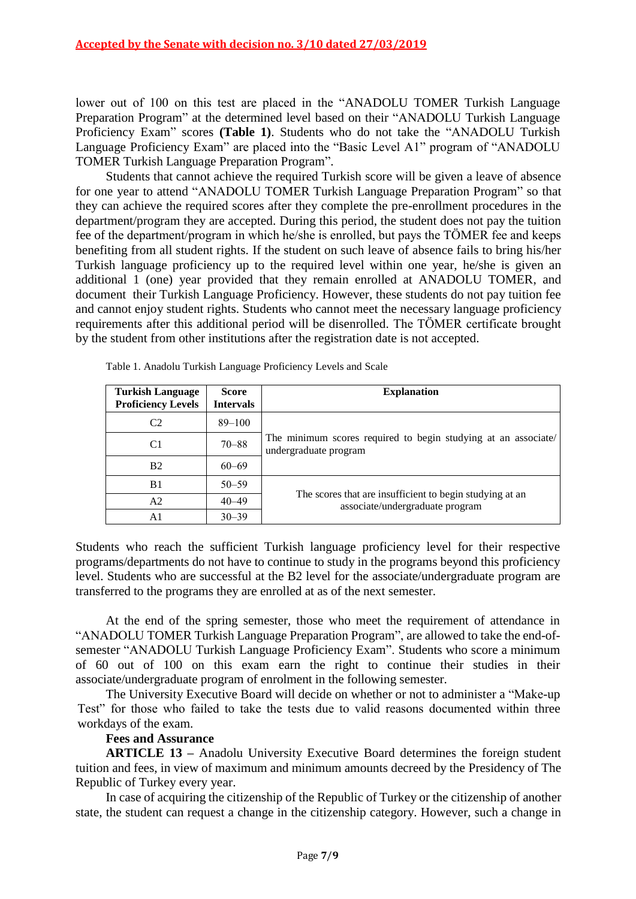**Accepted by the Senate with decision no. 3/10 dated 27/03/2019**

lower out of 100 on this test are placed in the "ANADOLU TOMER Turkish Language Preparation Program" at the determined level based on their "ANADOLU Turkish Language Proficiency Exam" scores **(Table 1)**. Students who do not take the "ANADOLU Turkish Language Proficiency Exam" are placed into the "Basic Level A1" program of "ANADOLU TOMER Turkish Language Preparation Program".

Students that cannot achieve the required Turkish score will be given a leave of absence for one year to attend "ANADOLU TOMER Turkish Language Preparation Program" so that they can achieve the required scores after they complete the pre-enrollment procedures in the department/program they are accepted. During this period, the student does not pay the tuition fee of the department/program in which he/she is enrolled, but pays the TÖMER fee and keeps benefiting from all student rights. If the student on such leave of absence fails to bring his/her Turkish language proficiency up to the required level within one year, he/she is given an additional 1 (one) year provided that they remain enrolled at ANADOLU TOMER, and document their Turkish Language Proficiency. However, these students do not pay tuition fee and cannot enjoy student rights. Students who cannot meet the necessary language proficiency requirements after this additional period will be disenrolled. The TÖMER certificate brought by the student from other institutions after the registration date is not accepted.

Table 1. Anadolu Turkish Language Proficiency Levels and Scale

| Turkish Language Proficiency Levels | Score Intervals | Explanation |
|---|---|---|
| C2 | 89–100 | The minimum scores required to begin studying at an associate/ undergraduate program |
| C1 | 70–88 | |
| B2 | 60–69 | |
| B1 | 50–59 | The scores that are insufficient to begin studying at an associate/undergraduate program |
| A2 | 40–49 | |
| A1 | 30–39 | |

Students who reach the sufficient Turkish language proficiency level for their respective programs/departments do not have to continue to study in the programs beyond this proficiency level. Students who are successful at the B2 level for the associate/undergraduate program are transferred to the programs they are enrolled at as of the next semester.

At the end of the spring semester, those who meet the requirement of attendance in "ANADOLU TOMER Turkish Language Preparation Program", are allowed to take the end-of-semester "ANADOLU Turkish Language Proficiency Exam". Students who score a minimum of 60 out of 100 on this exam earn the right to continue their studies in their associate/undergraduate program of enrolment in the following semester.

The University Executive Board will decide on whether or not to administer a "Make-up Test" for those who failed to take the tests due to valid reasons documented within three workdays of the exam.

**Fees and Assurance**

**ARTICLE 13 –** Anadolu University Executive Board determines the foreign student tuition and fees, in view of maximum and minimum amounts decreed by the Presidency of The Republic of Turkey every year.

In case of acquiring the citizenship of the Republic of Turkey or the citizenship of another state, the student can request a change in the citizenship category. However, such a change in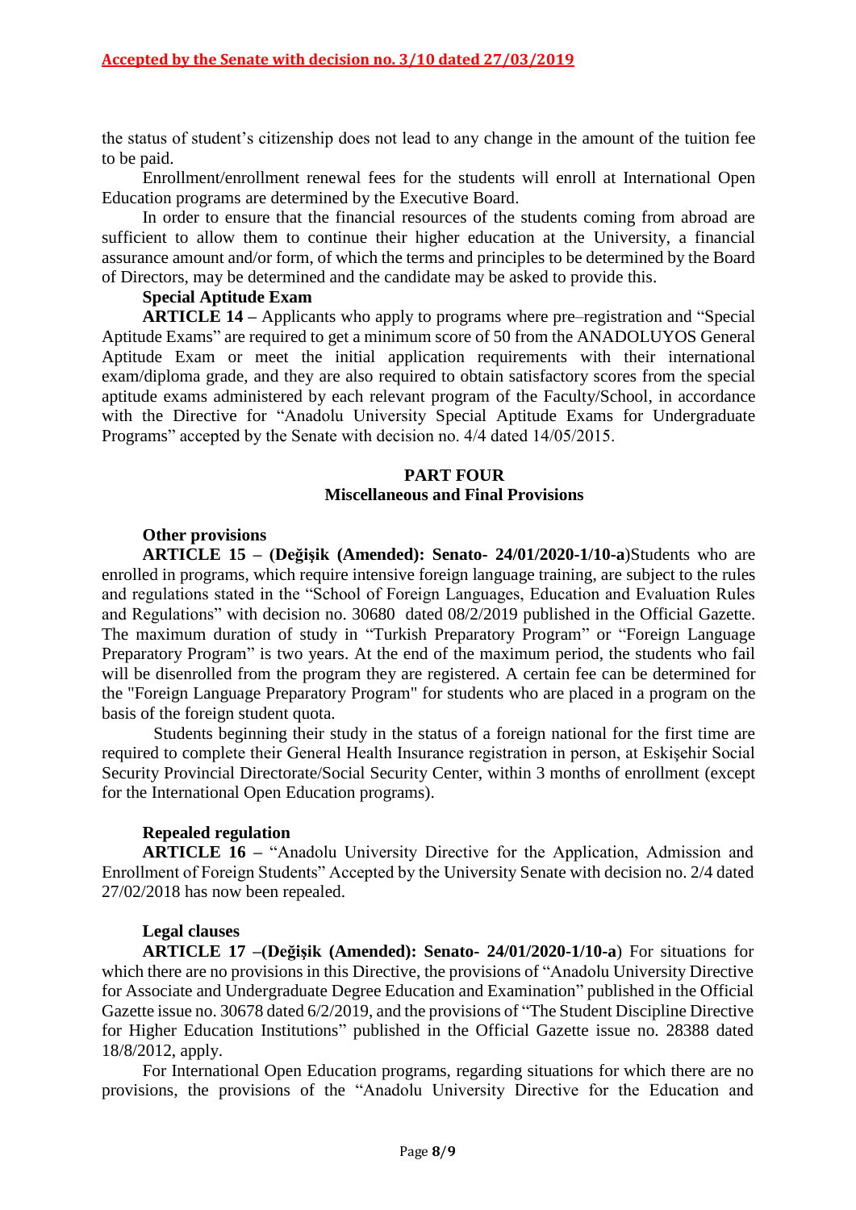the status of student's citizenship does not lead to any change in the amount of the tuition fee to be paid.

Enrollment/enrollment renewal fees for the students will enroll at International Open Education programs are determined by the Executive Board.

In order to ensure that the financial resources of the students coming from abroad are sufficient to allow them to continue their higher education at the University, a financial assurance amount and/or form, of which the terms and principles to be determined by the Board of Directors, may be determined and the candidate may be asked to provide this.

**Special Aptitude Exam**

**ARTICLE 14 –** Applicants who apply to programs where pre–registration and "Special Aptitude Exams" are required to get a minimum score of 50 from the ANADOLUYOS General Aptitude Exam or meet the initial application requirements with their international exam/diploma grade, and they are also required to obtain satisfactory scores from the special aptitude exams administered by each relevant program of the Faculty/School, in accordance with the Directive for "Anadolu University Special Aptitude Exams for Undergraduate Programs" accepted by the Senate with decision no. 4/4 dated 14/05/2015.

## PART FOUR
## Miscellaneous and Final Provisions

**Other provisions**

**ARTICLE 15 – (Değişik (Amended): Senato- 24/01/2020-1/10-a)**Students who are enrolled in programs, which require intensive foreign language training, are subject to the rules and regulations stated in the "School of Foreign Languages, Education and Evaluation Rules and Regulations" with decision no. 30680 dated 08/2/2019 published in the Official Gazette. The maximum duration of study in "Turkish Preparatory Program" or "Foreign Language Preparatory Program" is two years. At the end of the maximum period, the students who fail will be disenrolled from the program they are registered. A certain fee can be determined for the "Foreign Language Preparatory Program" for students who are placed in a program on the basis of the foreign student quota.

Students beginning their study in the status of a foreign national for the first time are required to complete their General Health Insurance registration in person, at Eskişehir Social Security Provincial Directorate/Social Security Center, within 3 months of enrollment (except for the International Open Education programs).

**Repealed regulation**

**ARTICLE 16 –** "Anadolu University Directive for the Application, Admission and Enrollment of Foreign Students" Accepted by the University Senate with decision no. 2/4 dated 27/02/2018 has now been repealed.

**Legal clauses**

**ARTICLE 17 –(Değişik (Amended): Senato- 24/01/2020-1/10-a**) For situations for which there are no provisions in this Directive, the provisions of "Anadolu University Directive for Associate and Undergraduate Degree Education and Examination" published in the Official Gazette issue no. 30678 dated 6/2/2019, and the provisions of "The Student Discipline Directive for Higher Education Institutions" published in the Official Gazette issue no. 28388 dated 18/8/2012, apply.

For International Open Education programs, regarding situations for which there are no provisions, the provisions of the "Anadolu University Directive for the Education and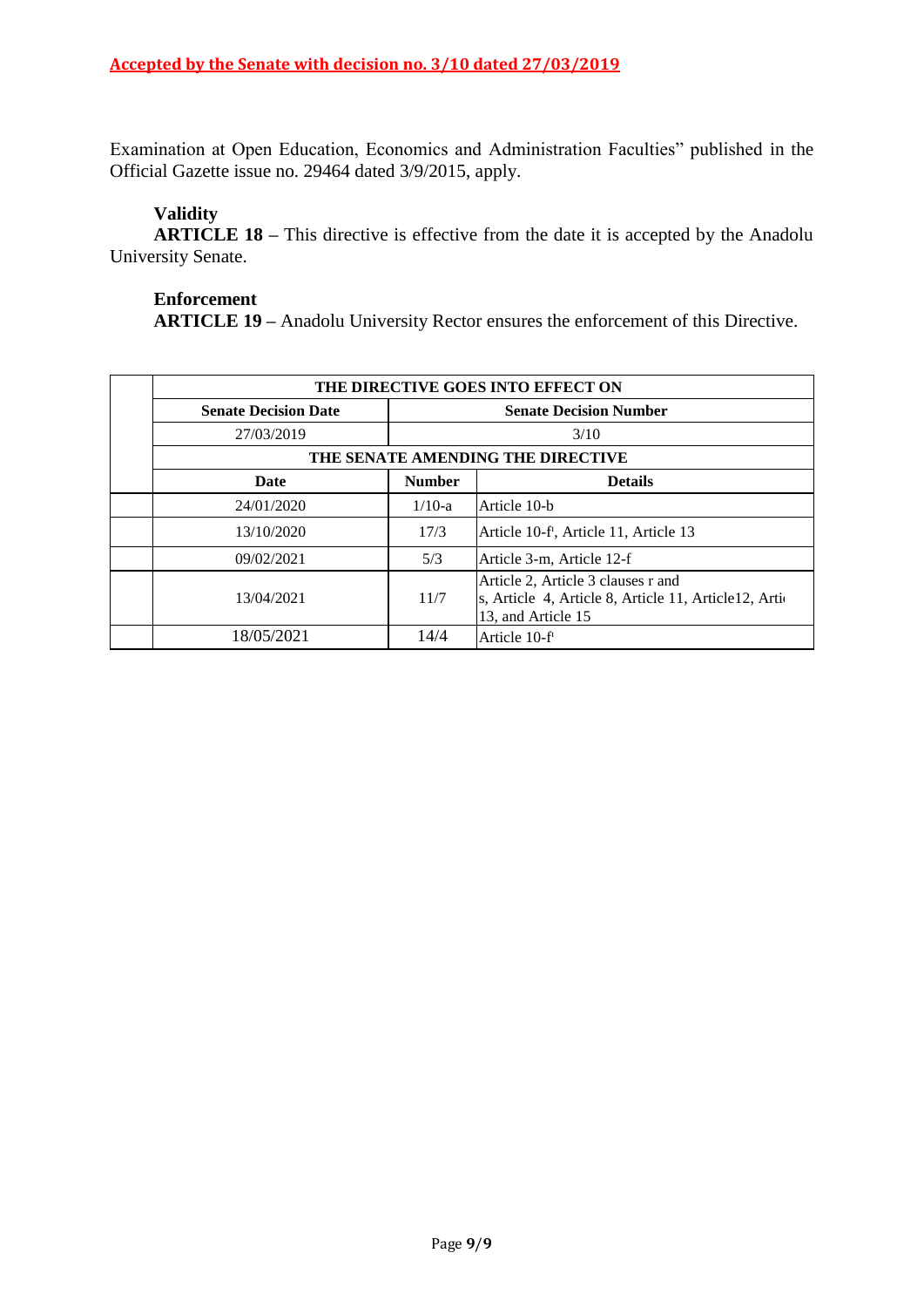**Accepted by the Senate with decision no. 3/10 dated 27/03/2019**

Examination at Open Education, Economics and Administration Faculties" published in the Official Gazette issue no. 29464 dated 3/9/2015, apply.

**Validity**

**ARTICLE 18 –** This directive is effective from the date it is accepted by the Anadolu University Senate.

**Enforcement**

**ARTICLE 19 –** Anadolu University Rector ensures the enforcement of this Directive.

| | THE DIRECTIVE GOES INTO EFFECT ON | | |
|---|---|---|---|
| | **Senate Decision Date** | **Senate Decision Number** | |
| | 27/03/2019 | 3/10 | |
| | THE SENATE AMENDING THE DIRECTIVE | | |
| | **Date** | **Number** | **Details** |
| | 24/01/2020 | 1/10-a | Article 10-b |
| | 13/10/2020 | 17/3 | Article 10-f', Article 11, Article 13 |
| | 09/02/2021 | 5/3 | Article 3-m, Article 12-f |
| | 13/04/2021 | 11/7 | Article 2, Article 3 clauses r and s, Article 4, Article 8, Article 11, Article12, Artic 13, and Article 15 |
| | 18/05/2021 | 14/4 | Article 10-f' |